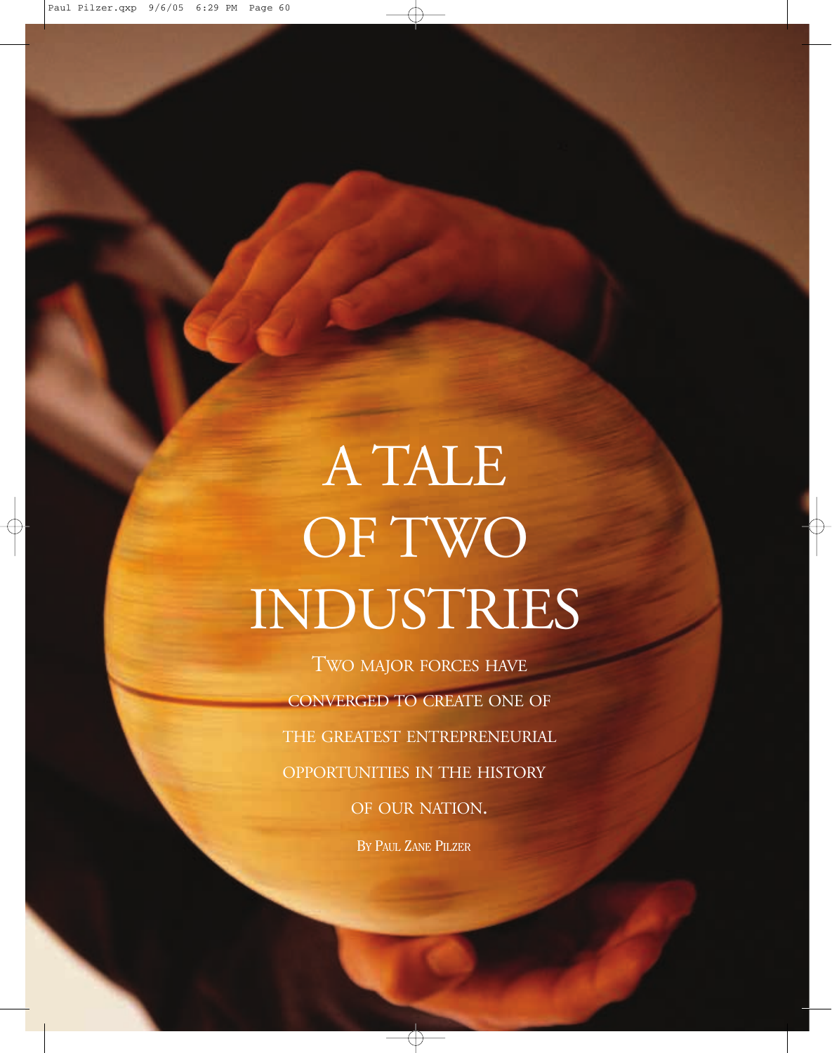# A TALE OF TWO INDUSTRIES

TWO MAJOR FORCES HAVE CONVERGED TO CREATE ONE OF THE GREATEST ENTREPRENEURIAL OPPORTUNITIES IN THE HISTORY OF OUR NATION.

BY PAUL ZANE PILZER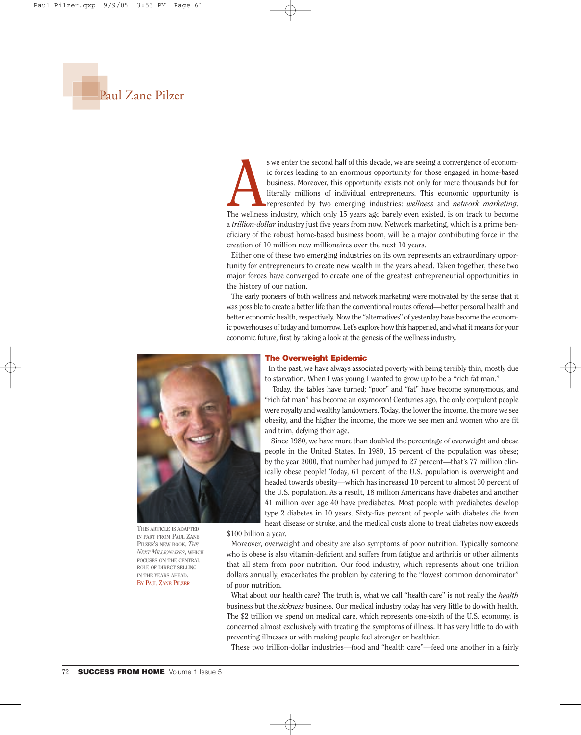# Paul Zane Pilzer

As we enter the second half of this decade, we are seeing a convergence of economic forces leading to an enormous opportunity for those engaged in home-based business. Moreover, this opportunity exists not only for mere thousands but for literally millions of individual entrepreneurs. This economic opportunity is represented by two emerging industries: *wellness* and *network marketing*. The wellness industry, which only 15 years ago barely even existed, is on track to become a *trillion-dollar* industry just five years from now. Network marketing, which is a prime beneficiary of the robust home-based business boom, will be a major contributing force in the creation of 10 million new millionaires over the next 10 years.

Either one of these two emerging industries on its own represents an extraordinary opportunity for entrepreneurs to create new wealth in the years ahead. Taken together, these two major forces have converged to create one of the greatest entrepreneurial opportunities in the history of our nation.

The early pioneers of both wellness and network marketing were motivated by the sense that it was possible to create a better life than the conventional routes offered—better personal health and better economic health, respectively. Now the "alternatives" of yesterday have become the economic powerhouses of today and tomorrow. Let's explore how this happened, and what it means for your economic future, first by taking a look at the genesis of the wellness industry.

THIS ARTICLE IS ADAPTED IN PART FROM PAUL ZANE PILZER'S NEW BOOK, *THE NEXT MILLIONAIRES*, WHICH FOCUSES ON THE CENTRAL ROLE OF DIRECT SELLING IN THE YEARS AHEAD.
BY PAUL ZANE PILZER

## The Overweight Epidemic

In the past, we have always associated poverty with being terribly thin, mostly due to starvation. When I was young I wanted to grow up to be a "rich fat man."

Today, the tables have turned; "poor" and "fat" have become synonymous, and "rich fat man" has become an oxymoron! Centuries ago, the only corpulent people were royalty and wealthy landowners. Today, the lower the income, the more we see obesity, and the higher the income, the more we see men and women who are fit and trim, defying their age.

Since 1980, we have more than doubled the percentage of overweight and obese people in the United States. In 1980, 15 percent of the population was obese; by the year 2000, that number had jumped to 27 percent—that's 77 million clinically obese people! Today, 61 percent of the U.S. population is overweight and headed towards obesity—which has increased 10 percent to almost 30 percent of the U.S. population. As a result, 18 million Americans have diabetes and another 41 million over age 40 have prediabetes. Most people with prediabetes develop type 2 diabetes in 10 years. Sixty-five percent of people with diabetes die from heart disease or stroke, and the medical costs alone to treat diabetes now exceeds $100 billion a year.

Moreover, overweight and obesity are also symptoms of poor nutrition. Typically someone who is obese is also vitamin-deficient and suffers from fatigue and arthritis or other ailments that all stem from poor nutrition. Our food industry, which represents about one trillion dollars annually, exacerbates the problem by catering to the "lowest common denominator" of poor nutrition.

What about our health care? The truth is, what we call "health care" is not really the *health* business but the *sickness* business. Our medical industry today has very little to do with health. The $2 trillion we spend on medical care, which represents one-sixth of the U.S. economy, is concerned almost exclusively with treating the symptoms of illness. It has very little to do with preventing illnesses or with making people feel stronger or healthier.

These two trillion-dollar industries—food and "health care"—feed one another in a fairly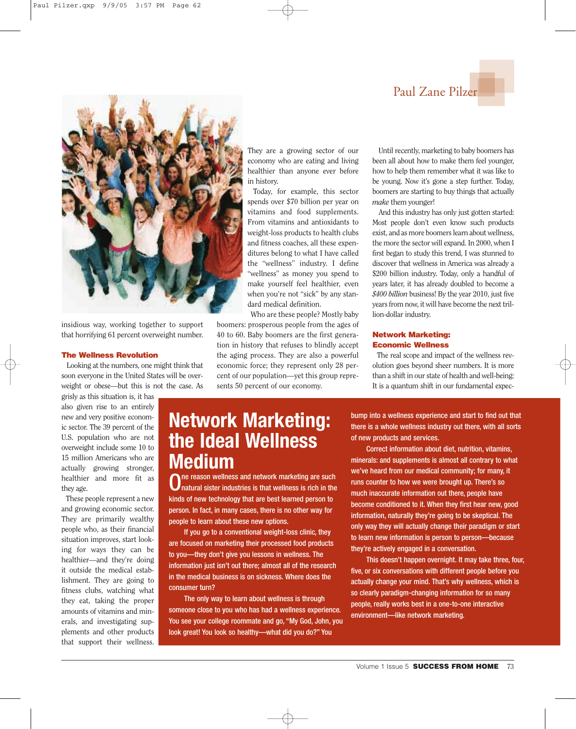insidious way, working together to support that horrifying 61 percent overweight number.

### The Wellness Revolution

Looking at the numbers, one might think that soon everyone in the United States will be overweight or obese—but this is not the case. As grisly as this situation is, it has also given rise to an entirely new and very positive economic sector. The 39 percent of the U.S. population who are not overweight include some 10 to 15 million Americans who are actually growing stronger, healthier and more fit as they age.

These people represent a new and growing economic sector. They are primarily wealthy people who, as their financial situation improves, start looking for ways they can be healthier—and they're doing it outside the medical establishment. They are going to fitness clubs, watching what they eat, taking the proper amounts of vitamins and minerals, and investigating supplements and other products that support their wellness. They are a growing sector of our economy who are eating and living healthier than anyone ever before in history.

Today, for example, this sector spends over $70 billion per year on vitamins and food supplements. From vitamins and antioxidants to weight-loss products to health clubs and fitness coaches, all these expenditures belong to what I have called the "wellness" industry. I define "wellness" as money you spend to make yourself feel healthier, even when you're not "sick" by any standard medical definition.

Who are these people? Mostly baby boomers: prosperous people from the ages of 40 to 60. Baby boomers are the first generation in history that refuses to blindly accept the aging process. They are also a powerful economic force; they represent only 28 percent of our population—yet this group represents 50 percent of our economy.

Until recently, marketing to baby boomers has been all about how to make them feel younger, how to help them remember what it was like to be young. Now it's gone a step further. Today, boomers are starting to buy things that actually *make* them younger!

And this industry has only just gotten started: Most people don't even know such products exist, and as more boomers learn about wellness, the more the sector will expand. In 2000, when I first began to study this trend, I was stunned to discover that wellness in America was already a $200 billion industry. Today, only a handful of years later, it has already doubled to become a *$400 billion* business! By the year 2010, just five years from now, it will have become the next trillion-dollar industry.

### Network Marketing: Economic Wellness

The real scope and impact of the wellness revolution goes beyond sheer numbers. It is more than a shift in our state of health and well-being: It is a quantum shift in our fundamental expec-

## Network Marketing: the Ideal Wellness Medium

One reason wellness and network marketing are such natural sister industries is that wellness is rich in the kinds of new technology that are best learned person to person. In fact, in many cases, there is no other way for people to learn about these new options.

If you go to a conventional weight-loss clinic, they are focused on marketing their processed food products to you—they don't give you lessons in wellness. The information just isn't out there; almost all of the research in the medical business is on sickness. Where does the consumer turn?

The only way to learn about wellness is through someone close to you who has had a wellness experience. You see your college roommate and go, "My God, John, you look great! You look so healthy—what did you do?" You bump into a wellness experience and start to find out that there is a whole wellness industry out there, with all sorts of new products and services.

Correct information about diet, nutrition, vitamins, minerals: and supplements is almost all contrary to what we've heard from our medical community; for many, it runs counter to how we were brought up. There's so much inaccurate information out there, people have become conditioned to it. When they first hear new, good information, naturally they're going to be skeptical. The only way they will actually change their paradigm or start to learn new information is person to person—because they're actively engaged in a conversation.

This doesn't happen overnight. It may take three, four, five, or six conversations with different people before you actually change your mind. That's why wellness, which is so clearly paradigm-changing information for so many people, really works best in a one-to-one interactive environment—like network marketing.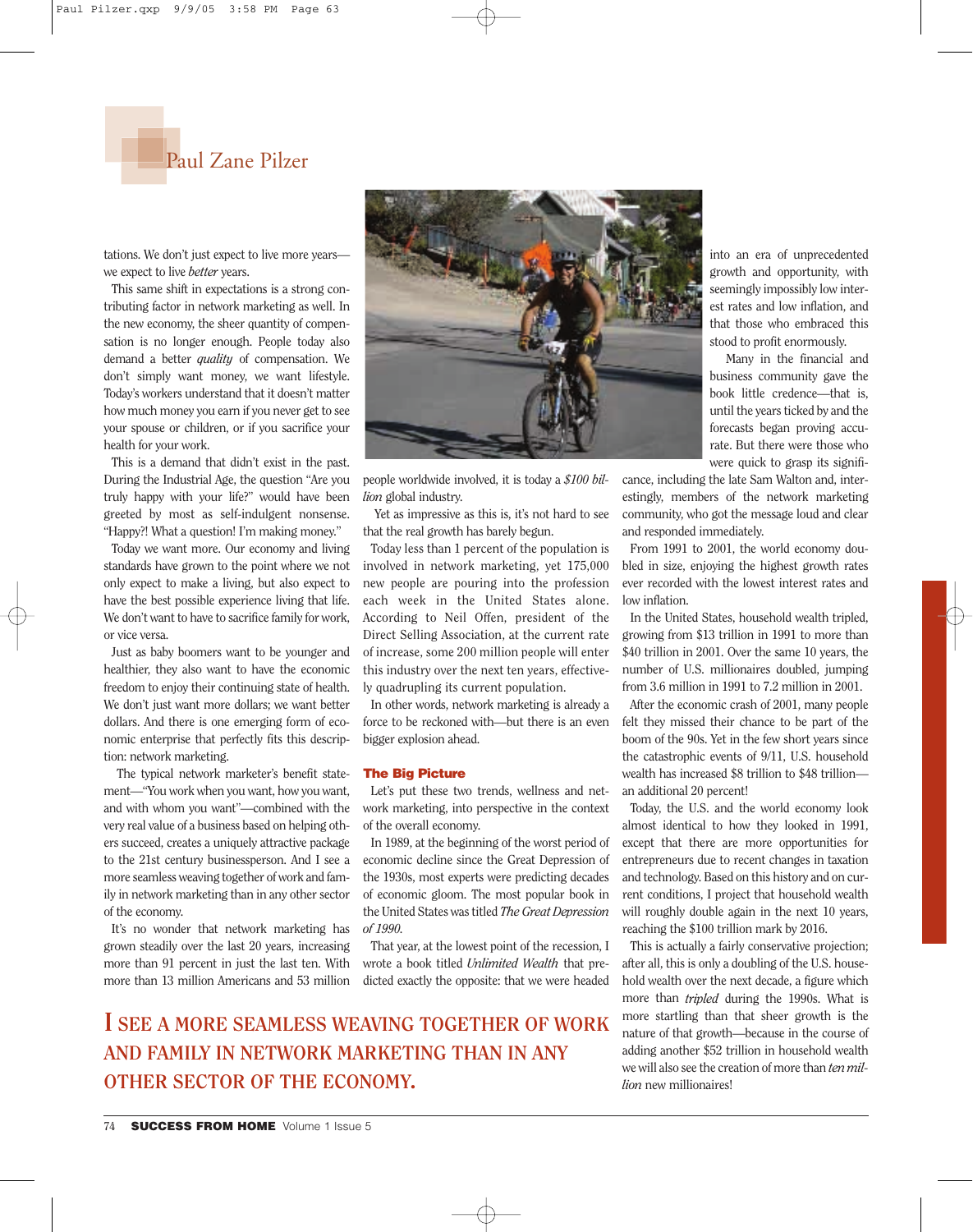Paul Zane Pilzer

tations. We don't just expect to live more years—we expect to live *better* years.

This same shift in expectations is a strong contributing factor in network marketing as well. In the new economy, the sheer quantity of compensation is no longer enough. People today also demand a better *quality* of compensation. We don't simply want money, we want lifestyle. Today's workers understand that it doesn't matter how much money you earn if you never get to see your spouse or children, or if you sacrifice your health for your work.

This is a demand that didn't exist in the past. During the Industrial Age, the question "Are you truly happy with your life?" would have been greeted by most as self-indulgent nonsense. "Happy?! What a question! I'm making money."

Today we want more. Our economy and living standards have grown to the point where we not only expect to make a living, but also expect to have the best possible experience living that life. We don't want to have to sacrifice family for work, or vice versa.

Just as baby boomers want to be younger and healthier, they also want to have the economic freedom to enjoy their continuing state of health. We don't just want more dollars; we want better dollars. And there is one emerging form of economic enterprise that perfectly fits this description: network marketing.

The typical network marketer's benefit statement—"You work when you want, how you want, and with whom you want"—combined with the very real value of a business based on helping others succeed, creates a uniquely attractive package to the 21st century businessperson. And I see a more seamless weaving together of work and family in network marketing than in any other sector of the economy.

It's no wonder that network marketing has grown steadily over the last 20 years, increasing more than 91 percent in just the last ten. With more than 13 million Americans and 53 million people worldwide involved, it is today a *$100 billion* global industry.

Yet as impressive as this is, it's not hard to see that the real growth has barely begun.

Today less than 1 percent of the population is involved in network marketing, yet 175,000 new people are pouring into the profession each week in the United States alone. According to Neil Offen, president of the Direct Selling Association, at the current rate of increase, some 200 million people will enter this industry over the next ten years, effectively quadrupling its current population.

In other words, network marketing is already a force to be reckoned with—but there is an even bigger explosion ahead.

**I SEE A MORE SEAMLESS WEAVING TOGETHER OF WORK AND FAMILY IN NETWORK MARKETING THAN IN ANY OTHER SECTOR OF THE ECONOMY.**

### The Big Picture

Let's put these two trends, wellness and network marketing, into perspective in the context of the overall economy.

In 1989, at the beginning of the worst period of economic decline since the Great Depression of the 1930s, most experts were predicting decades of economic gloom. The most popular book in the United States was titled *The Great Depression of 1990.*

That year, at the lowest point of the recession, I wrote a book titled *Unlimited Wealth* that predicted exactly the opposite: that we were headed into an era of unprecedented growth and opportunity, with seemingly impossibly low interest rates and low inflation, and that those who embraced this stood to profit enormously.

Many in the financial and business community gave the book little credence—that is, until the years ticked by and the forecasts began proving accurate. But there were those who were quick to grasp its significance, including the late Sam Walton and, interestingly, members of the network marketing community, who got the message loud and clear and responded immediately.

From 1991 to 2001, the world economy doubled in size, enjoying the highest growth rates ever recorded with the lowest interest rates and low inflation.

In the United States, household wealth tripled, growing from $13 trillion in 1991 to more than $40 trillion in 2001. Over the same 10 years, the number of U.S. millionaires doubled, jumping from 3.6 million in 1991 to 7.2 million in 2001.

After the economic crash of 2001, many people felt they missed their chance to be part of the boom of the 90s. Yet in the few short years since the catastrophic events of 9/11, U.S. household wealth has increased $8 trillion to $48 trillion—an additional 20 percent!

Today, the U.S. and the world economy look almost identical to how they looked in 1991, except that there are more opportunities for entrepreneurs due to recent changes in taxation and technology. Based on this history and on current conditions, I project that household wealth will roughly double again in the next 10 years, reaching the $100 trillion mark by 2016.

This is actually a fairly conservative projection; after all, this is only a doubling of the U.S. household wealth over the next decade, a figure which more than *tripled* during the 1990s. What is more startling than that sheer growth is the nature of that growth—because in the course of adding another $52 trillion in household wealth we will also see the creation of more than *ten million* new millionaires!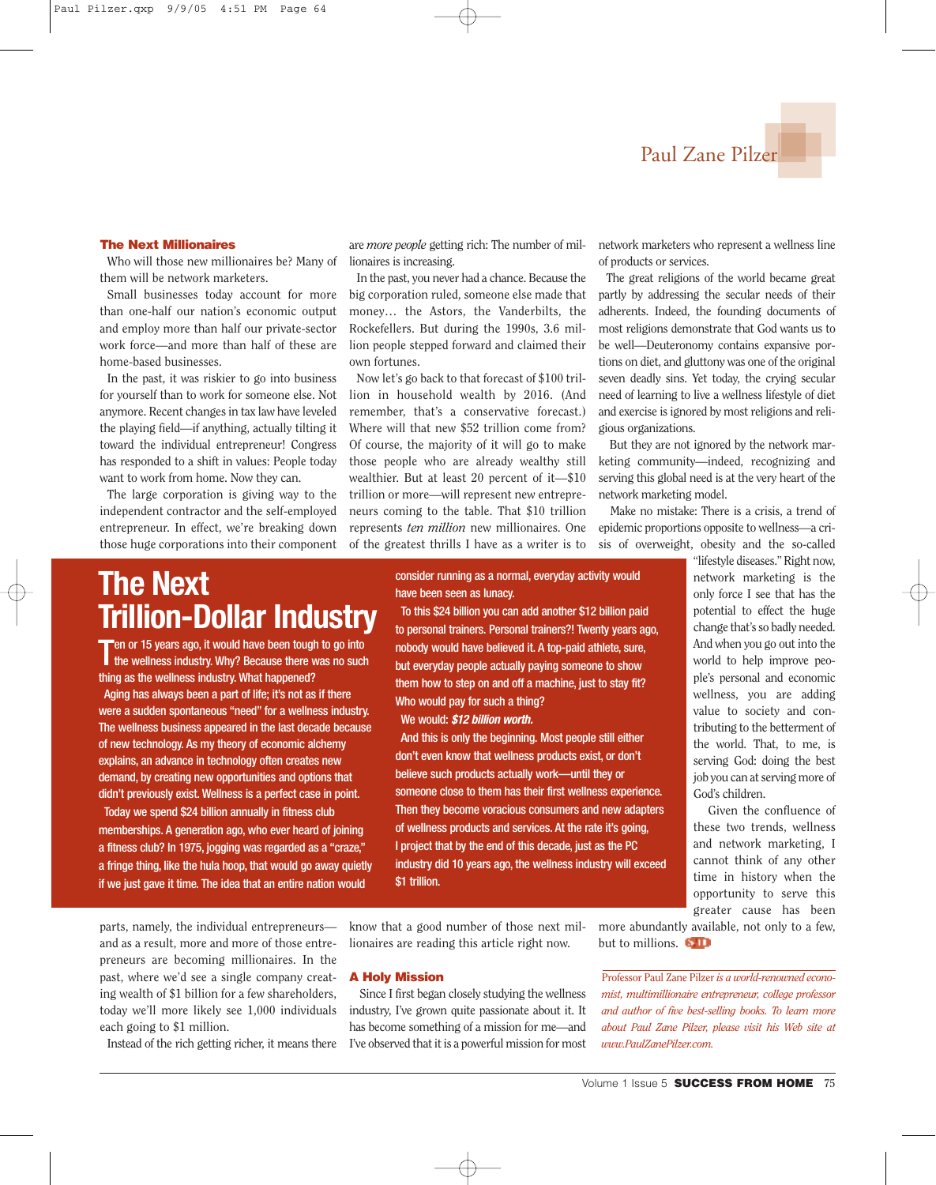## The Next Millionaires

Who will those new millionaires be? Many of them will be network marketers.

Small businesses today account for more than one-half our nation's economic output and employ more than half our private-sector work force—and more than half of these are home-based businesses.

In the past, it was riskier to go into business for yourself than to work for someone else. Not anymore. Recent changes in tax law have leveled the playing field—if anything, actually tilting it toward the individual entrepreneur! Congress has responded to a shift in values: People today want to work from home. Now they can.

The large corporation is giving way to the independent contractor and the self-employed entrepreneur. In effect, we're breaking down those huge corporations into their component parts, namely, the individual entrepreneurs—and as a result, more and more of those entrepreneurs are becoming millionaires. In the past, where we'd see a single company creating wealth of $1 billion for a few shareholders, today we'll more likely see 1,000 individuals each going to $1 million.

Instead of the rich getting richer, it means there are *more people* getting rich: The number of millionaires is increasing.

In the past, you never had a chance. Because the big corporation ruled, someone else made that money… the Astors, the Vanderbilts, the Rockefellers. But during the 1990s, 3.6 million people stepped forward and claimed their own fortunes.

Now let's go back to that forecast of $100 trillion in household wealth by 2016. (And remember, that's a conservative forecast.) Where will that new $52 trillion come from? Of course, the majority of it will go to make those people who are already wealthy still wealthier. But at least 20 percent of it—$10 trillion or more—will represent new entrepreneurs coming to the table. That $10 trillion represents *ten million* new millionaires. One of the greatest thrills I have as a writer is to know that a good number of those next millionaires are reading this article right now.

## A Holy Mission

Since I first began closely studying the wellness industry, I've grown quite passionate about it. It has become something of a mission for me—and I've observed that it is a powerful mission for most network marketers who represent a wellness line of products or services.

The great religions of the world became great partly by addressing the secular needs of their adherents. Indeed, the founding documents of most religions demonstrate that God wants us to be well—Deuteronomy contains expansive portions on diet, and gluttony was one of the original seven deadly sins. Yet today, the crying secular need of learning to live a wellness lifestyle of diet and exercise is ignored by most religions and religious organizations.

But they are not ignored by the network marketing community—indeed, recognizing and serving this global need is at the very heart of the network marketing model.

Make no mistake: There is a crisis, a trend of epidemic proportions opposite to wellness—a crisis of overweight, obesity and the so-called "lifestyle diseases." Right now, network marketing is the only force I see that has the potential to effect the huge change that's so badly needed. And when you go out into the world to help improve people's personal and economic wellness, you are adding value to society and contributing to the betterment of the world. That, to me, is serving God: doing the best job you can at serving more of God's children.

Given the confluence of these two trends, wellness and network marketing, I cannot think of any other time in history when the opportunity to serve this greater cause has been more abundantly available, not only to a few, but to millions.

*Professor Paul Zane Pilzer is a world-renowned economist, multimillionaire entrepreneur, college professor and author of five best-selling books. To learn more about Paul Zane Pilzer, please visit his Web site at www.PaulZanePilzer.com.*

## The Next Trillion-Dollar Industry

Ten or 15 years ago, it would have been tough to go into the wellness industry. Why? Because there was no such thing as the wellness industry. What happened?

Aging has always been a part of life; it's not as if there were a sudden spontaneous "need" for a wellness industry. The wellness business appeared in the last decade because of new technology. As my theory of economic alchemy explains, an advance in technology often creates new demand, by creating new opportunities and options that didn't previously exist. Wellness is a perfect case in point.

Today we spend $24 billion annually in fitness club memberships. A generation ago, who ever heard of joining a fitness club? In 1975, jogging was regarded as a "craze," a fringe thing, like the hula hoop, that would go away quietly if we just gave it time. The idea that an entire nation would consider running as a normal, everyday activity would have been seen as lunacy.

To this $24 billion you can add another $12 billion paid to personal trainers. Personal trainers?! Twenty years ago, nobody would have believed it. A top-paid athlete, sure, but everyday people actually paying someone to show them how to step on and off a machine, just to stay fit? Who would pay for such a thing?

We would: ***$12 billion worth.***

And this is only the beginning. Most people still either don't even know that wellness products exist, or don't believe such products actually work—until they or someone close to them has their first wellness experience. Then they become voracious consumers and new adapters of wellness products and services. At the rate it's going, I project that by the end of this decade, just as the PC industry did 10 years ago, the wellness industry will exceed $1 trillion.